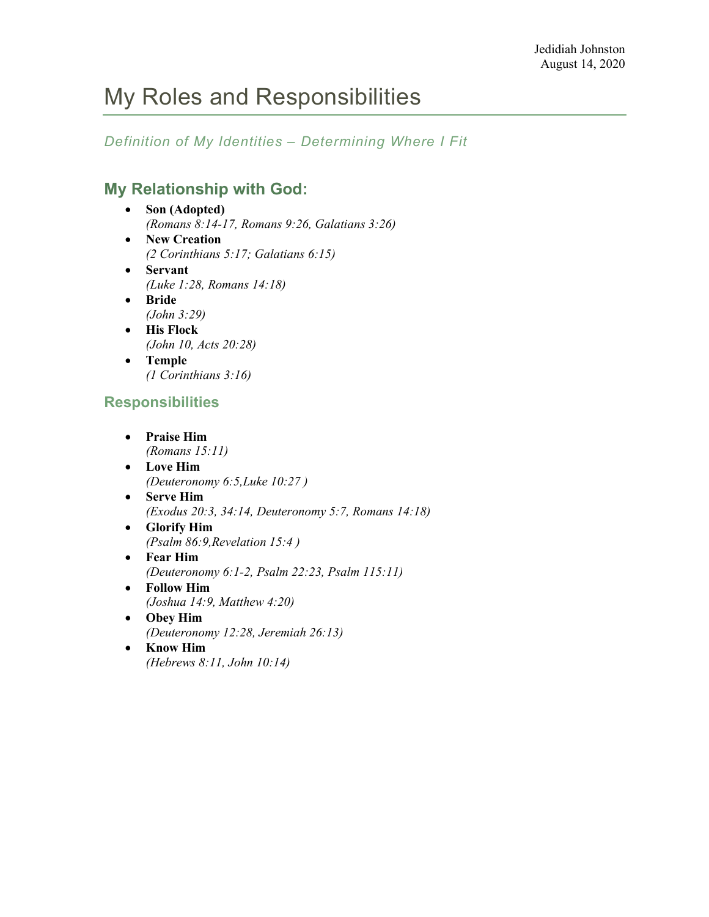Jedidiah Johnston
August 14, 2020

# My Roles and Responsibilities

*Definition of My Identities – Determining Where I Fit*

## My Relationship with God:

- **Son (Adopted)**
  *(Romans 8:14-17, Romans 9:26, Galatians 3:26)*
- **New Creation**
  *(2 Corinthians 5:17; Galatians 6:15)*
- **Servant**
  *(Luke 1:28, Romans 14:18)*
- **Bride**
  *(John 3:29)*
- **His Flock**
  *(John 10, Acts 20:28)*
- **Temple**
  *(1 Corinthians 3:16)*

### Responsibilities

- **Praise Him**
  *(Romans 15:11)*
- **Love Him**
  *(Deuteronomy 6:5,Luke 10:27 )*
- **Serve Him**
  *(Exodus 20:3, 34:14, Deuteronomy 5:7, Romans 14:18)*
- **Glorify Him**
  *(Psalm 86:9,Revelation 15:4 )*
- **Fear Him**
  *(Deuteronomy 6:1-2, Psalm 22:23, Psalm 115:11)*
- **Follow Him**
  *(Joshua 14:9, Matthew 4:20)*
- **Obey Him**
  *(Deuteronomy 12:28, Jeremiah 26:13)*
- **Know Him**
  *(Hebrews 8:11, John 10:14)*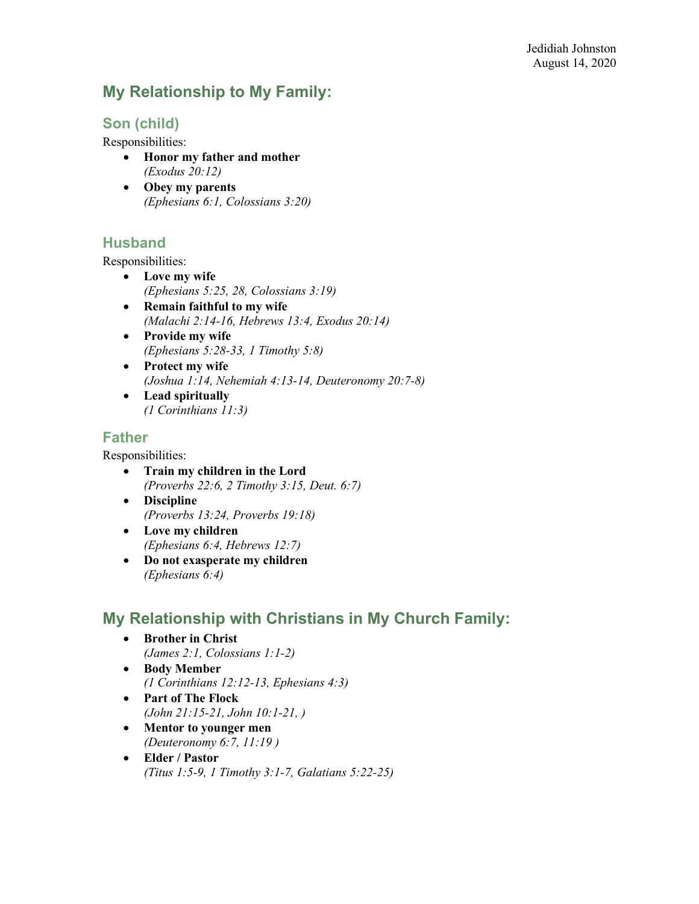Jedidiah Johnston
August 14, 2020

## My Relationship to My Family:

### Son (child)

Responsibilities:

- **Honor my father and mother**
  *(Exodus 20:12)*
- **Obey my parents**
  *(Ephesians 6:1, Colossians 3:20)*

### Husband

Responsibilities:

- **Love my wife**
  *(Ephesians 5:25, 28, Colossians 3:19)*
- **Remain faithful to my wife**
  *(Malachi 2:14-16, Hebrews 13:4, Exodus 20:14)*
- **Provide my wife**
  *(Ephesians 5:28-33, 1 Timothy 5:8)*
- **Protect my wife**
  *(Joshua 1:14, Nehemiah 4:13-14, Deuteronomy 20:7-8)*
- **Lead spiritually**
  *(1 Corinthians 11:3)*

### Father

Responsibilities:

- **Train my children in the Lord**
  *(Proverbs 22:6, 2 Timothy 3:15, Deut. 6:7)*
- **Discipline**
  *(Proverbs 13:24, Proverbs 19:18)*
- **Love my children**
  *(Ephesians 6:4, Hebrews 12:7)*
- **Do not exasperate my children**
  *(Ephesians 6:4)*

## My Relationship with Christians in My Church Family:

- **Brother in Christ**
  *(James 2:1, Colossians 1:1-2)*
- **Body Member**
  *(1 Corinthians 12:12-13, Ephesians 4:3)*
- **Part of The Flock**
  *(John 21:15-21, John 10:1-21, )*
- **Mentor to younger men**
  *(Deuteronomy 6:7, 11:19 )*
- **Elder / Pastor**
  *(Titus 1:5-9, 1 Timothy 3:1-7, Galatians 5:22-25)*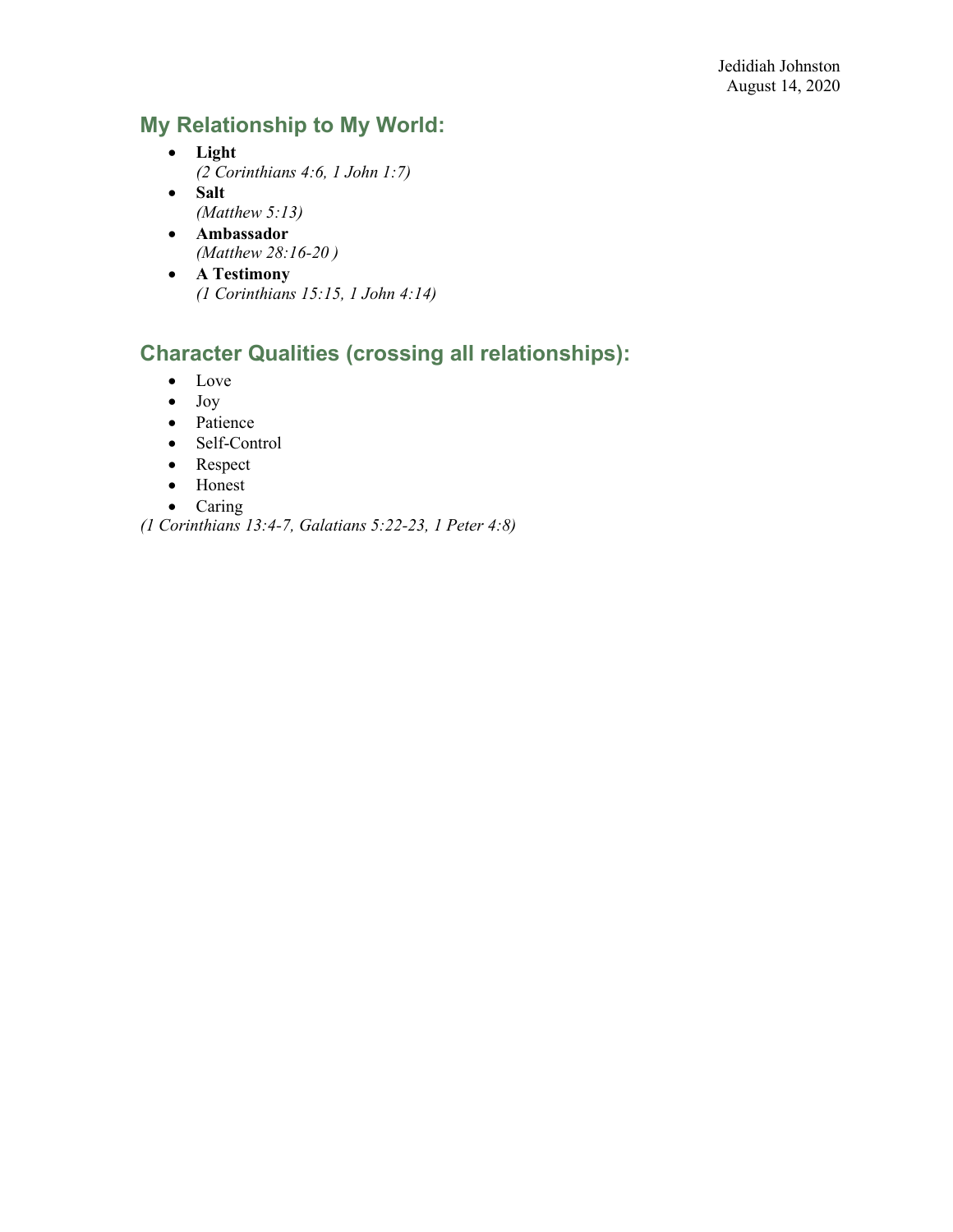Jedidiah Johnston
August 14, 2020

## My Relationship to My World:

- **Light**
  *(2 Corinthians 4:6, 1 John 1:7)*
- **Salt**
  *(Matthew 5:13)*
- **Ambassador**
  *(Matthew 28:16-20 )*
- **A Testimony**
  *(1 Corinthians 15:15, 1 John 4:14)*

## Character Qualities (crossing all relationships):

- Love
- Joy
- Patience
- Self-Control
- Respect
- Honest
- Caring

*(1 Corinthians 13:4-7, Galatians 5:22-23, 1 Peter 4:8)*